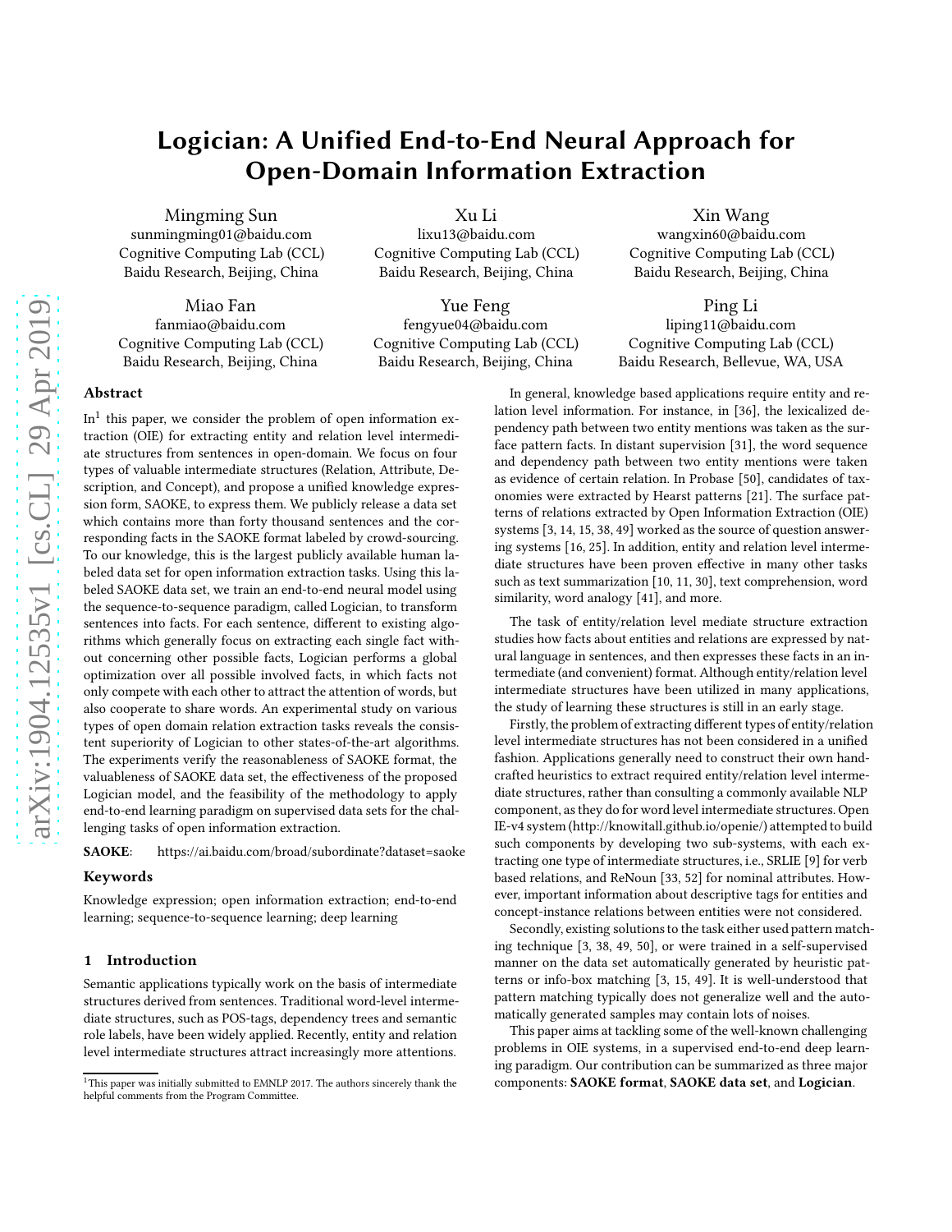# Logician: A Unified End-to-End Neural Approach for Open-Domain Information Extraction

Mingming Sun
sunmingming01@baidu.com
Cognitive Computing Lab (CCL)
Baidu Research, Beijing, China

Xu Li
lixu13@baidu.com
Cognitive Computing Lab (CCL)
Baidu Research, Beijing, China

Xin Wang
wangxin60@baidu.com
Cognitive Computing Lab (CCL)
Baidu Research, Beijing, China

Miao Fan
fanmiao@baidu.com
Cognitive Computing Lab (CCL)
Baidu Research, Beijing, China

Yue Feng
fengyue04@baidu.com
Cognitive Computing Lab (CCL)
Baidu Research, Beijing, China

Ping Li
liping11@baidu.com
Cognitive Computing Lab (CCL)
Baidu Research, Bellevue, WA, USA

## Abstract

In[1] this paper, we consider the problem of open information extraction (OIE) for extracting entity and relation level intermediate structures from sentences in open-domain. We focus on four types of valuable intermediate structures (Relation, Attribute, Description, and Concept), and propose a unified knowledge expression form, SAOKE, to express them. We publicly release a data set which contains more than forty thousand sentences and the corresponding facts in the SAOKE format labeled by crowd-sourcing. To our knowledge, this is the largest publicly available human labeled data set for open information extraction tasks. Using this labeled SAOKE data set, we train an end-to-end neural model using the sequence-to-sequence paradigm, called Logician, to transform sentences into facts. For each sentence, different to existing algorithms which generally focus on extracting each single fact without concerning other possible facts, Logician performs a global optimization over all possible involved facts, in which facts not only compete with each other to attract the attention of words, but also cooperate to share words. An experimental study on various types of open domain relation extraction tasks reveals the consistent superiority of Logician to other states-of-the-art algorithms. The experiments verify the reasonableness of SAOKE format, the valuableness of SAOKE data set, the effectiveness of the proposed Logician model, and the feasibility of the methodology to apply end-to-end learning paradigm on supervised data sets for the challenging tasks of open information extraction.

**SAOKE**: https://ai.baidu.com/broad/subordinate?dataset=saoke

## Keywords

Knowledge expression; open information extraction; end-to-end learning; sequence-to-sequence learning; deep learning

## 1 Introduction

Semantic applications typically work on the basis of intermediate structures derived from sentences. Traditional word-level intermediate structures, such as POS-tags, dependency trees and semantic role labels, have been widely applied. Recently, entity and relation level intermediate structures attract increasingly more attentions.

In general, knowledge based applications require entity and relation level information. For instance, in [36], the lexicalized dependency path between two entity mentions was taken as the surface pattern facts. In distant supervision [31], the word sequence and dependency path between two entity mentions were taken as evidence of certain relation. In Probase [50], candidates of taxonomies were extracted by Hearst patterns [21]. The surface patterns of relations extracted by Open Information Extraction (OIE) systems [3, 14, 15, 38, 49] worked as the source of question answering systems [16, 25]. In addition, entity and relation level intermediate structures have been proven effective in many other tasks such as text summarization [10, 11, 30], text comprehension, word similarity, word analogy [41], and more.

The task of entity/relation level mediate structure extraction studies how facts about entities and relations are expressed by natural language in sentences, and then expresses these facts in an intermediate (and convenient) format. Although entity/relation level intermediate structures have been utilized in many applications, the study of learning these structures is still in an early stage.

Firstly, the problem of extracting different types of entity/relation level intermediate structures has not been considered in a unified fashion. Applications generally need to construct their own handcrafted heuristics to extract required entity/relation level intermediate structures, rather than consulting a commonly available NLP component, as they do for word level intermediate structures. Open IE-v4 system (http://knowitall.github.io/openie/) attempted to build such components by developing two sub-systems, with each extracting one type of intermediate structures, i.e., SRLIE [9] for verb based relations, and ReNoun [33, 52] for nominal attributes. However, important information about descriptive tags for entities and concept-instance relations between entities were not considered.

Secondly, existing solutions to the task either used pattern matching technique [3, 38, 49, 50], or were trained in a self-supervised manner on the data set automatically generated by heuristic patterns or info-box matching [3, 15, 49]. It is well-understood that pattern matching typically does not generalize well and the automatically generated samples may contain lots of noises.

This paper aims at tackling some of the well-known challenging problems in OIE systems, in a supervised end-to-end deep learning paradigm. Our contribution can be summarized as three major components: **SAOKE format**, **SAOKE data set**, and **Logician**.

[1] This paper was initially submitted to EMNLP 2017. The authors sincerely thank the helpful comments from the Program Committee.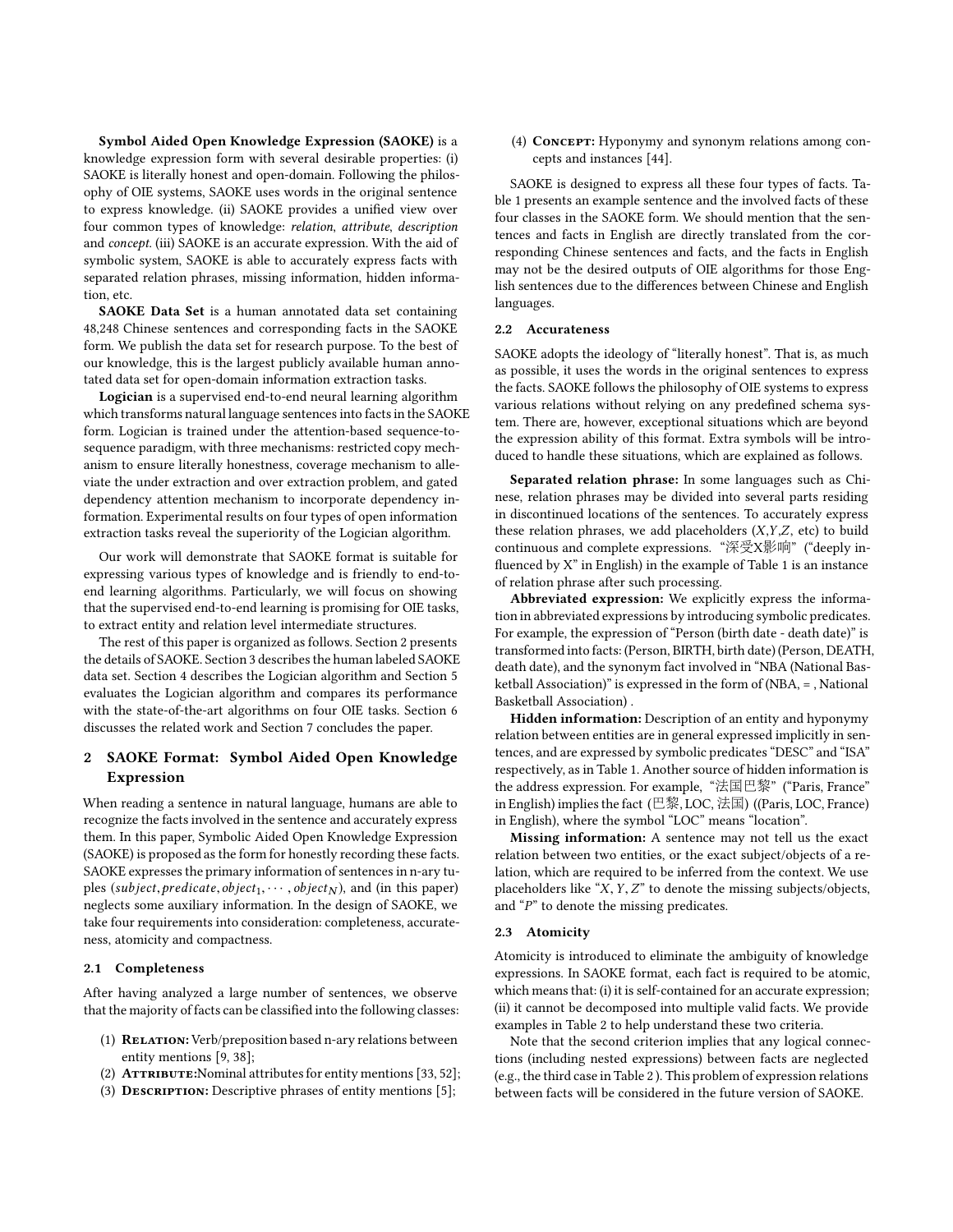**Symbol Aided Open Knowledge Expression (SAOKE)** is a knowledge expression form with several desirable properties: (i) SAOKE is literally honest and open-domain. Following the philosophy of OIE systems, SAOKE uses words in the original sentence to express knowledge. (ii) SAOKE provides a unified view over four common types of knowledge: *relation*, *attribute*, *description* and *concept*. (iii) SAOKE is an accurate expression. With the aid of symbolic system, SAOKE is able to accurately express facts with separated relation phrases, missing information, hidden information, etc.

**SAOKE Data Set** is a human annotated data set containing 48,248 Chinese sentences and corresponding facts in the SAOKE form. We publish the data set for research purpose. To the best of our knowledge, this is the largest publicly available human annotated data set for open-domain information extraction tasks.

**Logician** is a supervised end-to-end neural learning algorithm which transforms natural language sentences into facts in the SAOKE form. Logician is trained under the attention-based sequence-to-sequence paradigm, with three mechanisms: restricted copy mechanism to ensure literally honestness, coverage mechanism to alleviate the under extraction and over extraction problem, and gated dependency attention mechanism to incorporate dependency information. Experimental results on four types of open information extraction tasks reveal the superiority of the Logician algorithm.

Our work will demonstrate that SAOKE format is suitable for expressing various types of knowledge and is friendly to end-to-end learning algorithms. Particularly, we will focus on showing that the supervised end-to-end learning is promising for OIE tasks, to extract entity and relation level intermediate structures.

The rest of this paper is organized as follows. Section 2 presents the details of SAOKE. Section 3 describes the human labeled SAOKE data set. Section 4 describes the Logician algorithm and Section 5 evaluates the Logician algorithm and compares its performance with the state-of-the-art algorithms on four OIE tasks. Section 6 discusses the related work and Section 7 concludes the paper.

## 2 SAOKE Format: Symbol Aided Open Knowledge Expression

When reading a sentence in natural language, humans are able to recognize the facts involved in the sentence and accurately express them. In this paper, Symbolic Aided Open Knowledge Expression (SAOKE) is proposed as the form for honestly recording these facts. SAOKE expresses the primary information of sentences in n-ary tuples ($subject, predicate, object_1, \cdots, object_N$), and (in this paper) neglects some auxiliary information. In the design of SAOKE, we take four requirements into consideration: completeness, accurateness, atomicity and compactness.

### 2.1 Completeness

After having analyzed a large number of sentences, we observe that the majority of facts can be classified into the following classes:

(1) **Relation:** Verb/preposition based n-ary relations between entity mentions [9, 38];
(2) **Attribute:** Nominal attributes for entity mentions [33, 52];
(3) **Description:** Descriptive phrases of entity mentions [5];
(4) **Concept:** Hyponymy and synonym relations among concepts and instances [44].

SAOKE is designed to express all these four types of facts. Table 1 presents an example sentence and the involved facts of these four classes in the SAOKE form. We should mention that the sentences and facts in English are directly translated from the corresponding Chinese sentences and facts, and the facts in English may not be the desired outputs of OIE algorithms for those English sentences due to the differences between Chinese and English languages.

### 2.2 Accurateness

SAOKE adopts the ideology of "literally honest". That is, as much as possible, it uses the words in the original sentences to express the facts. SAOKE follows the philosophy of OIE systems to express various relations without relying on any predefined schema system. There are, however, exceptional situations which are beyond the expression ability of this format. Extra symbols will be introduced to handle these situations, which are explained as follows.

**Separated relation phrase:** In some languages such as Chinese, relation phrases may be divided into several parts residing in discontinuous locations of the sentences. To accurately express these relation phrases, we add placeholders ($X$,$Y$,$Z$, etc) to build continuous and complete expressions. "深受X影响" ("deeply influenced by X" in English) in the example of Table 1 is an instance of relation phrase after such processing.

**Abbreviated expression:** We explicitly express the information in abbreviated expressions by introducing symbolic predicates. For example, the expression of "Person (birth date - death date)" is transformed into facts: (Person, BIRTH, birth date) (Person, DEATH, death date), and the synonym fact involved in "NBA (National Basketball Association)" is expressed in the form of (NBA, = , National Basketball Association) .

**Hidden information:** Description of an entity and hyponymy relation between entities are in general expressed implicitly in sentences, and are expressed by symbolic predicates "DESC" and "ISA" respectively, as in Table 1. Another source of hidden information is the address expression. For example, "法国巴黎" ("Paris, France" in English) implies the fact (巴黎, LOC, 法国) ((Paris, LOC, France) in English), where the symbol "LOC" means "location".

**Missing information:** A sentence may not tell us the exact relation between two entities, or the exact subject/objects of a relation, which are required to be inferred from the context. We use placeholders like "$X, Y, Z$" to denote the missing subjects/objects, and "$P$" to denote the missing predicates.

### 2.3 Atomicity

Atomicity is introduced to eliminate the ambiguity of knowledge expressions. In SAOKE format, each fact is required to be atomic, which means that: (i) it is self-contained for an accurate expression; (ii) it cannot be decomposed into multiple valid facts. We provide examples in Table 2 to help understand these two criteria.

Note that the second criterion implies that any logical connections (including nested expressions) between facts are neglected (e.g., the third case in Table 2 ). This problem of expression relations between facts will be considered in the future version of SAOKE.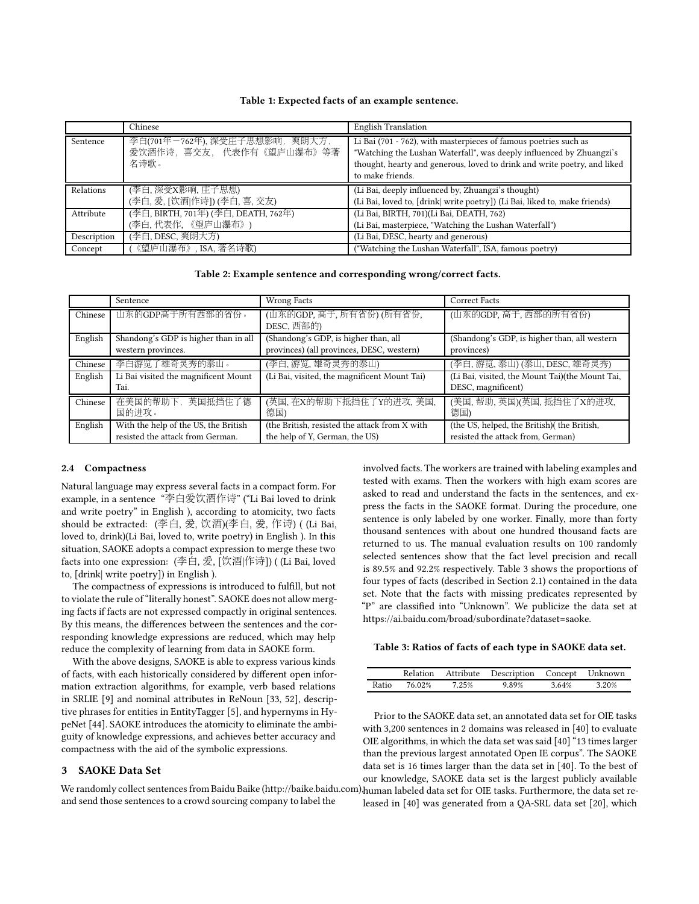**Table 1: Expected facts of an example sentence.**

| | Chinese | English Translation |
|---|---|---|
| Sentence | 李白(701年－762年), 深受庄子思想影响，爽朗大方，爱饮酒作诗，喜交友，代表作有《望庐山瀑布》等著名诗歌。 | Li Bai (701 - 762), with masterpieces of famous poetries such as "Watching the Lushan Waterfall", was deeply influenced by Zhuangzi's thought, hearty and generous, loved to drink and write poetry, and liked to make friends. |
| Relations | (李白, 深受X影响, 庄子思想)<br>(李白, 爱, [饮酒\|作诗]) (李白, 喜, 交友) | (Li Bai, deeply influenced by, Zhuangzi's thought)<br>(Li Bai, loved to, [drink\| write poetry]) (Li Bai, liked to, make friends) |
| Attribute | (李白, BIRTH, 701年) (李白, DEATH, 762年)<br>(李白, 代表作, 《望庐山瀑布》) | (Li Bai, BIRTH, 701)(Li Bai, DEATH, 762)<br>(Li Bai, masterpiece, "Watching the Lushan Waterfall") |
| Description | (李白, DESC, 爽朗大方) | (Li Bai, DESC, hearty and generous) |
| Concept | (《望庐山瀑布》, ISA, 著名诗歌) | ("Watching the Lushan Waterfall", ISA, famous poetry) |

**Table 2: Example sentence and corresponding wrong/correct facts.**

| | Sentence | Wrong Facts | Correct Facts |
|---|---|---|---|
| Chinese | 山东的GDP高于所有西部的省份。 | (山东的GDP, 高于, 所有省份) (所有省份, DESC, 西部的) | (山东的GDP, 高于, 西部的所有省份) |
| English | Shandong's GDP is higher than in all western provinces. | (Shandong's GDP, is higher than, all provinces) (all provinces, DESC, western) | (Shandong's GDP, is higher than, all western provinces) |
| Chinese | 李白游览了雄奇灵秀的泰山。 | (李白, 游览, 雄奇灵秀的泰山) | (李白, 游览, 泰山) (泰山, DESC, 雄奇灵秀) |
| English | Li Bai visited the magnificent Mount Tai. | (Li Bai, visited, the magnificent Mount Tai) | (Li Bai, visited, the Mount Tai)(the Mount Tai, DESC, magnificent) |
| Chinese | 在美国的帮助下，英国抵挡住了德国的进攻。 | (英国, 在X的帮助下抵挡住了Y的进攻, 美国, 德国) | (美国, 帮助, 英国)(英国, 抵挡住了X的进攻, 德国) |
| English | With the help of the US, the British resisted the attack from German. | (the British, resisted the attack from X with the help of Y, German, the US) | (the US, helped, the British)( the British, resisted the attack from, German) |

### 2.4 Compactness

Natural language may express several facts in a compact form. For example, in a sentence "李白爱饮酒作诗" ("Li Bai loved to drink and write poetry" in English ), according to atomicity, two facts should be extracted: (李白, 爱, 饮酒)(李白, 爱, 作诗) ( (Li Bai, loved to, drink)(Li Bai, loved to, write poetry) in English ). In this situation, SAOKE adopts a compact expression to merge these two facts into one expression: (李白, 爱, [饮酒|作诗]) ( (Li Bai, loved to, [drink| write poetry]) in English ).

The compactness of expressions is introduced to fulfill, but not to violate the rule of "literally honest". SAOKE does not allow merging facts if facts are not expressed compactly in original sentences. By this means, the differences between the sentences and the corresponding knowledge expressions are reduced, which may help reduce the complexity of learning from data in SAOKE form.

With the above designs, SAOKE is able to express various kinds of facts, with each historically considered by different open information extraction algorithms, for example, verb based relations in SRLIE [9] and nominal attributes in ReNoun [33, 52], descriptive phrases for entities in EntityTagger [5], and hypernyms in HypeNet [44]. SAOKE introduces the atomicity to eliminate the ambiguity of knowledge expressions, and achieves better accuracy and compactness with the aid of the symbolic expressions.

## 3 SAOKE Data Set

We randomly collect sentences from Baidu Baike (http://baike.baidu.com), and send those sentences to a crowd sourcing company to label the involved facts. The workers are trained with labeling examples and tested with exams. Then the workers with high exam scores are asked to read and understand the facts in the sentences, and express the facts in the SAOKE format. During the procedure, one sentence is only labeled by one worker. Finally, more than forty thousand sentences with about one hundred thousand facts are returned to us. The manual evaluation results on 100 randomly selected sentences show that the fact level precision and recall is 89.5% and 92.2% respectively. Table 3 shows the proportions of four types of facts (described in Section 2.1) contained in the data set. Note that the facts with missing predicates represented by "P" are classified into "Unknown". We publicize the data set at https://ai.baidu.com/broad/subordinate?dataset=saoke.

**Table 3: Ratios of facts of each type in SAOKE data set.**

| | Relation | Attribute | Description | Concept | Unknown |
|---|---|---|---|---|---|
| Ratio | 76.02% | 7.25% | 9.89% | 3.64% | 3.20% |

Prior to the SAOKE data set, an annotated data set for OIE tasks with 3,200 sentences in 2 domains was released in [40] to evaluate OIE algorithms, in which the data set was said [40] "13 times larger than the previous largest annotated Open IE corpus". The SAOKE data set is 16 times larger than the data set in [40]. To the best of our knowledge, SAOKE data set is the largest publicly available human labeled data set for OIE tasks. Furthermore, the data set released in [40] was generated from a QA-SRL data set [20], which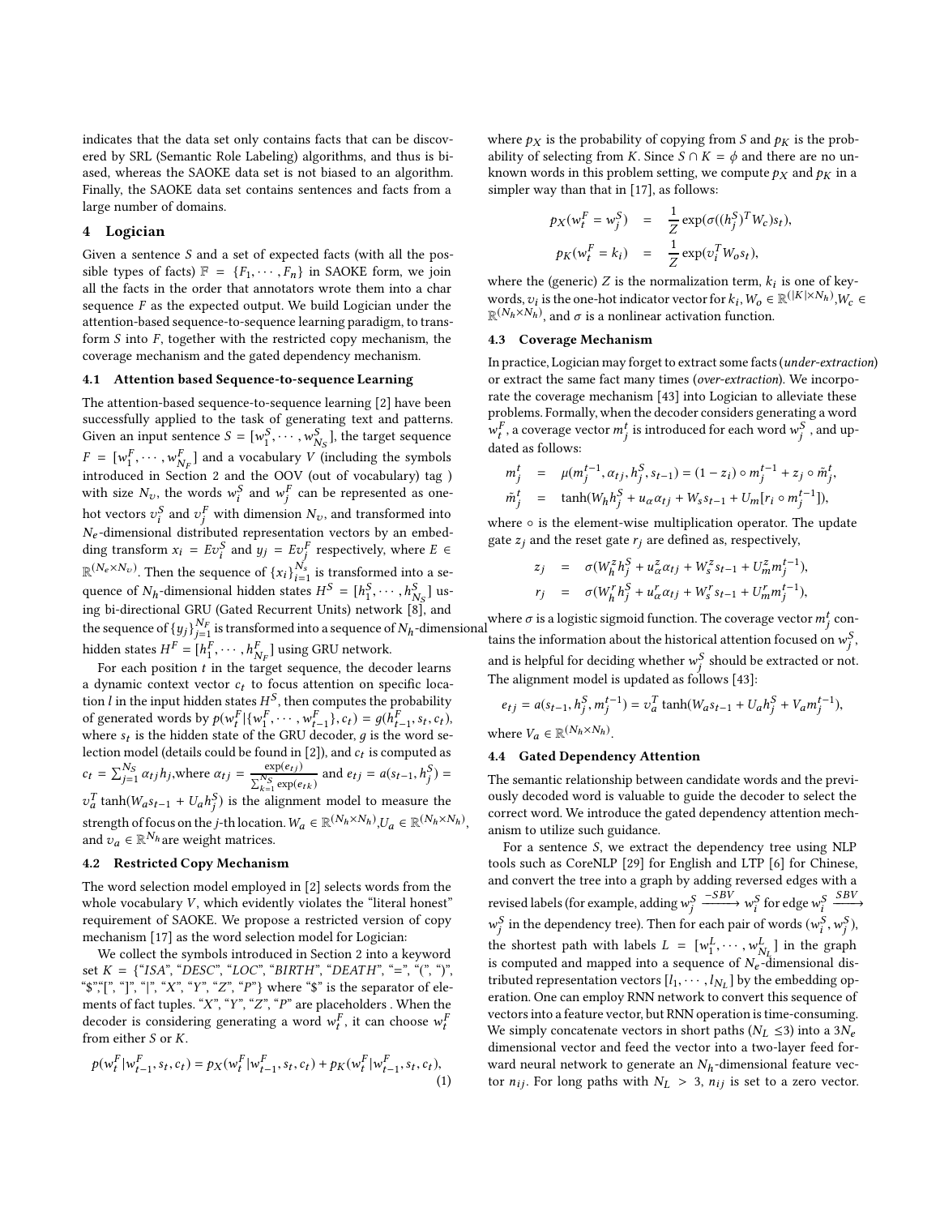indicates that the data set only contains facts that can be discovered by SRL (Semantic Role Labeling) algorithms, and thus is biased, whereas the SAOKE data set is not biased to an algorithm. Finally, the SAOKE data set contains sentences and facts from a large number of domains.

# 4 Logician

Given a sentence $S$ and a set of expected facts (with all the possible types of facts) $\mathbb{F} = \{F_1, \cdots, F_n\}$ in SAOKE form, we join all the facts in the order that annotators wrote them into a char sequence $F$ as the expected output. We build Logician under the attention-based sequence-to-sequence learning paradigm, to transform $S$ into $F$, together with the restricted copy mechanism, the coverage mechanism and the gated dependency mechanism.

## 4.1 Attention based Sequence-to-sequence Learning

The attention-based sequence-to-sequence learning [2] have been successfully applied to the task of generating text and patterns. Given an input sentence $S = [w_1^S, \cdots, w_{N_S}^S]$, the target sequence $F = [w_1^F, \cdots, w_{N_F}^F]$ and a vocabulary $V$ (including the symbols introduced in Section 2 and the OOV (out of vocabulary) tag ) with size $N_v$, the words $w_i^S$ and $w_j^F$ can be represented as one-hot vectors $v_i^S$ and $v_j^F$ with dimension $N_v$, and transformed into $N_e$-dimensional distributed representation vectors by an embedding transform $x_i = Ev_i^S$ and $y_j = Ev_j^F$ respectively, where $E \in \mathbb{R}^{(N_e \times N_v)}$. Then the sequence of $\{x_i\}_{i=1}^{N_s}$ is transformed into a sequence of $N_h$-dimensional hidden states $H^S = [h_1^S, \cdots, h_{N_S}^S]$ using bi-directional GRU (Gated Recurrent Units) network [8], and the sequence of $\{y_j\}_{j=1}^{N_F}$ is transformed into a sequence of $N_h$-dimensional hidden states $H^F = [h_1^F, \cdots, h_{N_F}^F]$ using GRU network.

For each position $t$ in the target sequence, the decoder learns a dynamic context vector $c_t$ to focus attention on specific location $l$ in the input hidden states $H^S$, then computes the probability of generated words by $p(w_t^F | \{w_1^F, \cdots, w_{t-1}^F\}, c_t) = g(h_{t-1}^F, s_t, c_t)$, where $s_t$ is the hidden state of the GRU decoder, $g$ is the word selection model (details could be found in [2]), and $c_t$ is computed as $c_t = \sum_{j=1}^{N_S} \alpha_{tj} h_j$, where $\alpha_{tj} = \frac{\exp(e_{tj})}{\sum_{k=1}^{N_S} \exp(e_{tk})}$ and $e_{tj} = a(s_{t-1}, h_j^S) = v_a^T \tanh(W_a s_{t-1} + U_a h_j^S)$ is the alignment model to measure the strength of focus on the $j$-th location. $W_a \in \mathbb{R}^{(N_h \times N_h)}$, $U_a \in \mathbb{R}^{(N_h \times N_h)}$, and $v_a \in \mathbb{R}^{N_h}$ are weight matrices.

## 4.2 Restricted Copy Mechanism

The word selection model employed in [2] selects words from the whole vocabulary $V$, which evidently violates the "literal honest" requirement of SAOKE. We propose a restricted version of copy mechanism [17] as the word selection model for Logician:

We collect the symbols introduced in Section 2 into a keyword set $K$ = {"*ISA*", "*DESC*", "*LOC*", "*BIRTH*", "*DEATH*", "=", "(", ")", "$","[", "]", "|", "*X*", "*Y*", "*Z*", "*P*"} where "$" is the separator of elements of fact tuples. "*X*", "*Y*", "*Z*", "*P*" are placeholders . When the decoder is considering generating a word $w_t^F$, it can choose $w_t^F$ from either $S$ or $K$.

$$p(w_t^F | w_{t-1}^F, s_t, c_t) = p_X(w_t^F | w_{t-1}^F, s_t, c_t) + p_K(w_t^F | w_{t-1}^F, s_t, c_t), \quad (1)$$

where $p_X$ is the probability of copying from $S$ and $p_K$ is the probability of selecting from $K$. Since $S \cap K = \phi$ and there are no unknown words in this problem setting, we compute $p_X$ and $p_K$ in a simpler way than that in [17], as follows:

$$\begin{aligned} p_X(w_t^F = w_j^S) &= \frac{1}{Z} \exp(\sigma((h_j^S)^T W_c) s_t), \\ p_K(w_t^F = k_i) &= \frac{1}{Z} \exp(v_i^T W_o s_t), \end{aligned}$$

where the (generic) $Z$ is the normalization term, $k_i$ is one of keywords, $v_i$ is the one-hot indicator vector for $k_i$, $W_o \in \mathbb{R}^{(|K| \times N_h)}$, $W_c \in \mathbb{R}^{(N_h \times N_h)}$, and $\sigma$ is a nonlinear activation function.

## 4.3 Coverage Mechanism

In practice, Logician may forget to extract some facts (*under-extraction*) or extract the same fact many times (*over-extraction*). We incorporate the coverage mechanism [43] into Logician to alleviate these problems. Formally, when the decoder considers generating a word $w_t^F$, a coverage vector $m_j^t$ is introduced for each word $w_j^S$, and updated as follows:

$$\begin{aligned} m_j^t &= \mu(m_j^{t-1}, \alpha_{tj}, h_j^S, s_{t-1}) = (1 - z_i) \circ m_j^{t-1} + z_j \circ \tilde{m}_j^t, \\ \tilde{m}_j^t &= \tanh(W_h h_j^S + u_\alpha \alpha_{tj} + W_s s_{t-1} + U_m[r_i \circ m_j^{t-1}]), \end{aligned}$$

where $\circ$ is the element-wise multiplication operator. The update gate $z_j$ and the reset gate $r_j$ are defined as, respectively,

$$\begin{aligned} z_j &= \sigma(W_h^z h_j^S + u_\alpha^z \alpha_{tj} + W_s^z s_{t-1} + U_m^z m_j^{t-1}), \\ r_j &= \sigma(W_h^r h_j^S + u_\alpha^r \alpha_{tj} + W_s^r s_{t-1} + U_m^r m_j^{t-1}), \end{aligned}$$

where $\sigma$ is a logistic sigmoid function. The coverage vector $m_j^t$ contains the information about the historical attention focused on $w_j^S$, and is helpful for deciding whether $w_j^S$ should be extracted or not. The alignment model is updated as follows [43]:

$$e_{tj} = a(s_{t-1}, h_j^S, m_j^{t-1}) = v_a^T \tanh(W_a s_{t-1} + U_a h_j^S + V_a m_j^{t-1}),$$

where $V_a \in \mathbb{R}^{(N_h \times N_h)}$.

## 4.4 Gated Dependency Attention

The semantic relationship between candidate words and the previously decoded word is valuable to guide the decoder to select the correct word. We introduce the gated dependency attention mechanism to utilize such guidance.

For a sentence $S$, we extract the dependency tree using NLP tools such as CoreNLP [29] for English and LTP [6] for Chinese, and convert the tree into a graph by adding reversed edges with a revised labels (for example, adding $w_j^S \xrightarrow{-SBV} w_i^S$ for edge $w_i^S \xrightarrow{SBV} w_j^S$ in the dependency tree). Then for each pair of words $(w_i^S, w_j^S)$, the shortest path with labels $L = [w_1^L, \cdots, w_{N_L}^L]$ in the graph is computed and mapped into a sequence of $N_e$-dimensional distributed representation vectors $[l_1, \cdots, l_{N_L}]$ by the embedding operation. One can employ RNN network to convert this sequence of vectors into a feature vector, but RNN operation is time-consuming. We simply concatenate vectors in short paths ($N_L \leq 3$) into a $3N_e$ dimensional vector and feed the vector into a two-layer feed forward neural network to generate an $N_h$-dimensional feature vector $n_{ij}$. For long paths with $N_L > 3$, $n_{ij}$ is set to a zero vector.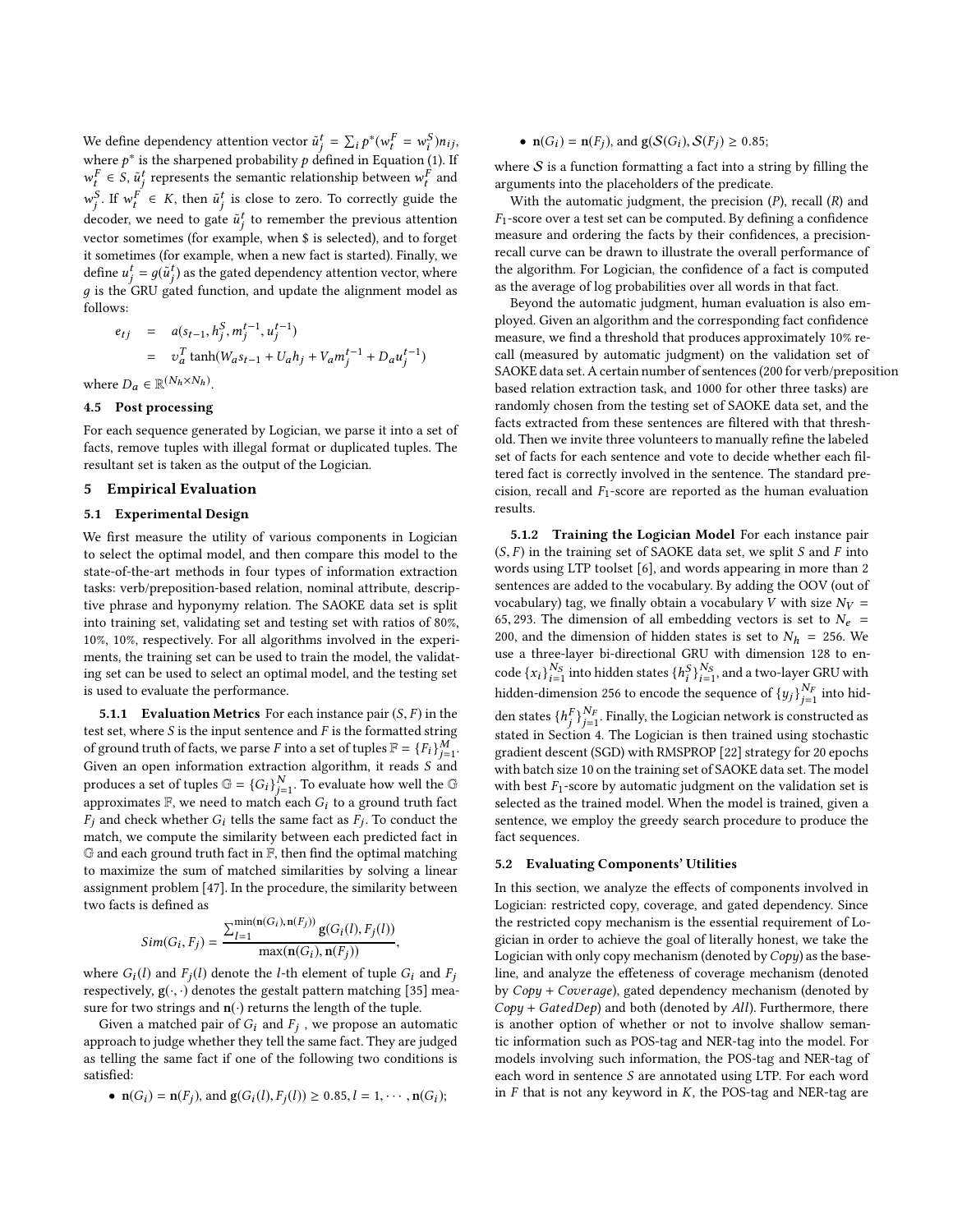We define dependency attention vector $\tilde{u}_j^t = \sum_i p^*(w_t^F = w_i^S) n_{ij}$, where $p^*$ is the sharpened probability $p$ defined in Equation (1). If $w_t^F \in S$, $\tilde{u}_j^t$ represents the semantic relationship between $w_t^F$ and $w_j^S$. If $w_t^F \in K$, then $\tilde{u}_j^t$ is close to zero. To correctly guide the decoder, we need to gate $\tilde{u}_j^t$ to remember the previous attention vector sometimes (for example, when $ is selected), and to forget it sometimes (for example, when a new fact is started). Finally, we define $u_j^t = g(\tilde{u}_j^t)$ as the gated dependency attention vector, where $g$ is the GRU gated function, and update the alignment model as follows:

$$
\begin{aligned}
e_{tj} &= a(s_{t-1}, h_j^S, m_j^{t-1}, u_j^{t-1}) \\
&= v_a^T \tanh(W_a s_{t-1} + U_a h_j + V_a m_j^{t-1} + D_a u_j^{t-1})
\end{aligned}
$$

where $D_a \in \mathbb{R}^{(N_h \times N_h)}$.

### 4.5 Post processing

For each sequence generated by Logician, we parse it into a set of facts, remove tuples with illegal format or duplicated tuples. The resultant set is taken as the output of the Logician.

## 5 Empirical Evaluation

### 5.1 Experimental Design

We first measure the utility of various components in Logician to select the optimal model, and then compare this model to the state-of-the-art methods in four types of information extraction tasks: verb/preposition-based relation, nominal attribute, descriptive phrase and hyponymy relation. The SAOKE data set is split into training set, validating set and testing set with ratios of 80%, 10%, 10%, respectively. For all algorithms involved in the experiments, the training set can be used to train the model, the validating set can be used to select an optimal model, and the testing set is used to evaluate the performance.

**5.1.1 Evaluation Metrics** For each instance pair $(S, F)$ in the test set, where $S$ is the input sentence and $F$ is the formatted string of ground truth of facts, we parse $F$ into a set of tuples $\mathbb{F} = \{F_i\}_{j=1}^M$. Given an open information extraction algorithm, it reads $S$ and produces a set of tuples $\mathbb{G} = \{G_i\}_{j=1}^N$. To evaluate how well the $\mathbb{G}$ approximates $\mathbb{F}$, we need to match each $G_i$ to a ground truth fact $F_j$ and check whether $G_i$ tells the same fact as $F_j$. To conduct the match, we compute the similarity between each predicted fact in $\mathbb{G}$ and each ground truth fact in $\mathbb{F}$, then find the optimal matching to maximize the sum of matched similarities by solving a linear assignment problem [47]. In the procedure, the similarity between two facts is defined as

$$
Sim(G_i, F_j) = \frac{\sum_{l=1}^{\min(\mathbf{n}(G_i), \mathbf{n}(F_j))} \mathbf{g}(G_i(l), F_j(l))}{\max(\mathbf{n}(G_i), \mathbf{n}(F_j))},
$$

where $G_i(l)$ and $F_j(l)$ denote the $l$-th element of tuple $G_i$ and $F_j$ respectively, $\mathbf{g}(\cdot,\cdot)$ denotes the gestalt pattern matching [35] measure for two strings and $\mathbf{n}(\cdot)$ returns the length of the tuple.

Given a matched pair of $G_i$ and $F_j$, we propose an automatic approach to judge whether they tell the same fact. They are judged as telling the same fact if one of the following two conditions is satisfied:

- $\mathbf{n}(G_i) = \mathbf{n}(F_j)$, and $\mathbf{g}(G_i(l), F_j(l)) \geq 0.85, l = 1, \cdots, \mathbf{n}(G_i)$;
- $\mathbf{n}(G_i) = \mathbf{n}(F_j)$, and $\mathbf{g}(\mathcal{S}(G_i), \mathcal{S}(F_j)) \geq 0.85$;

where $\mathcal{S}$ is a function formatting a fact into a string by filling the arguments into the placeholders of the predicate.

With the automatic judgment, the precision ($P$), recall ($R$) and $F_1$-score over a test set can be computed. By defining a confidence measure and ordering the facts by their confidences, a precision-recall curve can be drawn to illustrate the overall performance of the algorithm. For Logician, the confidence of a fact is computed as the average of log probabilities over all words in that fact.

Beyond the automatic judgment, human evaluation is also employed. Given an algorithm and the corresponding fact confidence measure, we find a threshold that produces approximately 10% recall (measured by automatic judgment) on the validation set of SAOKE data set. A certain number of sentences (200 for verb/preposition based relation extraction task, and 1000 for other three tasks) are randomly chosen from the testing set of SAOKE data set, and the facts extracted from these sentences are filtered with that threshold. Then we invite three volunteers to manually refine the labeled set of facts for each sentence and vote to decide whether each filtered fact is correctly involved in the sentence. The standard precision, recall and $F_1$-score are reported as the human evaluation results.

**5.1.2 Training the Logician Model** For each instance pair $(S, F)$ in the training set of SAOKE data set, we split $S$ and $F$ into words using LTP toolset [6], and words appearing in more than 2 sentences are added to the vocabulary. By adding the OOV (out of vocabulary) tag, we finally obtain a vocabulary $V$ with size $N_V = 65,293$. The dimension of all embedding vectors is set to $N_e = 200$, and the dimension of hidden states is set to $N_h = 256$. We use a three-layer bi-directional GRU with dimension 128 to encode $\{x_i\}_{i=1}^{N_S}$ into hidden states $\{h_i^S\}_{i=1}^{N_S}$, and a two-layer GRU with hidden-dimension 256 to encode the sequence of $\{y_j\}_{j=1}^{N_F}$ into hidden states $\{h_j^F\}_{j=1}^{N_F}$. Finally, the Logician network is constructed as stated in Section 4. The Logician is then trained using stochastic gradient descent (SGD) with RMSPROP [22] strategy for 20 epochs with batch size 10 on the training set of SAOKE data set. The model with best $F_1$-score by automatic judgment on the validation set is selected as the trained model. When the model is trained, given a sentence, we employ the greedy search procedure to produce the fact sequences.

### 5.2 Evaluating Components' Utilities

In this section, we analyze the effects of components involved in Logician: restricted copy, coverage, and gated dependency. Since the restricted copy mechanism is the essential requirement of Logician in order to achieve the goal of literally honest, we take the Logician with only copy mechanism (denoted by *Copy*) as the baseline, and analyze the effeteness of coverage mechanism (denoted by *Copy + Coverage*), gated dependency mechanism (denoted by *Copy + GatedDep*) and both (denoted by *All*). Furthermore, there is another option of whether or not to involve shallow semantic information such as POS-tag and NER-tag into the model. For models involving such information, the POS-tag and NER-tag of each word in sentence $S$ are annotated using LTP. For each word in $F$ that is not any keyword in $K$, the POS-tag and NER-tag are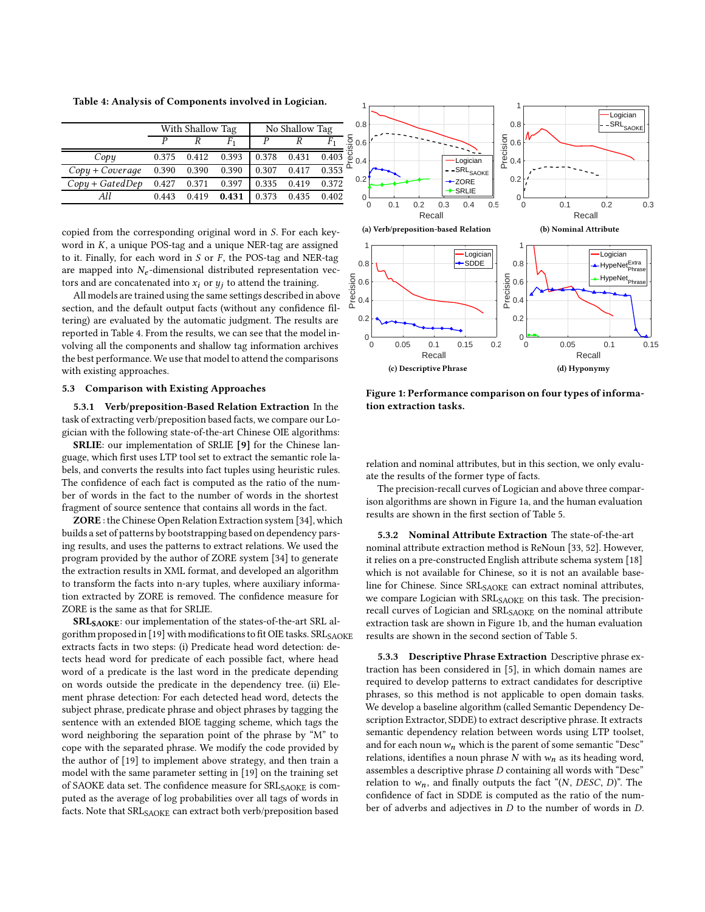Table 4: Analysis of Components involved in Logician.

| | With Shallow Tag | | | No Shallow Tag | | |
|---|---|---|---|---|---|---|
| | $P$ | $R$ | $F_1$ | $P$ | $R$ | $F_1$ |
| *Copy* | 0.375 | 0.412 | 0.393 | 0.378 | 0.431 | 0.403 |
| *Copy + Coverage* | 0.390 | 0.390 | 0.390 | 0.307 | 0.417 | 0.353 |
| *Copy + GatedDep* | 0.427 | 0.371 | 0.397 | 0.335 | 0.419 | 0.372 |
| *All* | 0.443 | 0.419 | **0.431** | 0.373 | 0.435 | 0.402 |

copied from the corresponding original word in $S$. For each keyword in $K$, a unique POS-tag and a unique NER-tag are assigned to it. Finally, for each word in $S$ or $F$, the POS-tag and NER-tag are mapped into $N_e$-dimensional distributed representation vectors and are concatenated into $x_i$ or $y_j$ to attend the training.

All models are trained using the same settings described in above section, and the default output facts (without any confidence filtering) are evaluated by the automatic judgment. The results are reported in Table 4. From the results, we can see that the model involving all the components and shallow tag information archives the best performance. We use that model to attend the comparisons with existing approaches.

### 5.3 Comparison with Existing Approaches

**5.3.1 Verb/preposition-Based Relation Extraction** In the task of extracting verb/preposition based facts, we compare our Logician with the following state-of-the-art Chinese OIE algorithms:

**SRLIE**: our implementation of SRLIE **[9]** for the Chinese language, which first uses LTP tool set to extract the semantic role labels, and converts the results into fact tuples using heuristic rules. The confidence of each fact is computed as the ratio of the number of words in the fact to the number of words in the shortest fragment of source sentence that contains all words in the fact.

**ZORE** : the Chinese Open Relation Extraction system [34], which builds a set of patterns by bootstrapping based on dependency parsing results, and uses the patterns to extract relations. We used the program provided by the author of ZORE system [34] to generate the extraction results in XML format, and developed an algorithm to transform the facts into n-ary tuples, where auxiliary information extracted by ZORE is removed. The confidence measure for ZORE is the same as that for SRLIE.

**SRL$_{SAOKE}$**: our implementation of the states-of-the-art SRL algorithm proposed in [19] with modifications to fit OIE tasks. SRL$_{SAOKE}$ extracts facts in two steps: (i) Predicate head word detection: detects head word for predicate of each possible fact, where head word of a predicate is the last word in the predicate depending on words outside the predicate in the dependency tree. (ii) Element phrase detection: For each detected head word, detects the subject phrase, predicate phrase and object phrases by tagging the sentence with an extended BIOE tagging scheme, which tags the word neighboring the separation point of the phrase by "M" to cope with the separated phrase. We modify the code provided by the author of [19] to implement above strategy, and then train a model with the same parameter setting in [19] on the training set of SAOKE data set. The confidence measure for SRL$_{SAOKE}$ is computed as the average of log probabilities over all tags of words in facts. Note that SRL$_{SAOKE}$ can extract both verb/preposition based relation and nominal attributes, but in this section, we only evaluate the results of the former type of facts.

The precision-recall curves of Logician and above three comparison algorithms are shown in Figure 1a, and the human evaluation results are shown in the first section of Table 5.

(a) Verb/preposition-based Relation

(b) Nominal Attribute

(c) Descriptive Phrase

(d) Hyponymy

**Figure 1: Performance comparison on four types of information extraction tasks.**

**5.3.2 Nominal Attribute Extraction** The state-of-the-art nominal attribute extraction method is ReNoun [33, 52]. However, it relies on a pre-constructed English attribute schema system [18] which is not available for Chinese, so it is not an available baseline for Chinese. Since SRL$_{SAOKE}$ can extract nominal attributes, we compare Logician with SRL$_{SAOKE}$ on this task. The precision-recall curves of Logician and SRL$_{SAOKE}$ on the nominal attribute extraction task are shown in Figure 1b, and the human evaluation results are shown in the second section of Table 5.

**5.3.3 Descriptive Phrase Extraction** Descriptive phrase extraction has been considered in [5], in which domain names are required to develop patterns to extract candidates for descriptive phrases, so this method is not applicable to open domain tasks. We develop a baseline algorithm (called Semantic Dependency Description Extractor, SDDE) to extract descriptive phrase. It extracts semantic dependency relation between words using LTP toolset, and for each noun $w_n$ which is the parent of some semantic "Desc" relations, identifies a noun phrase $N$ with $w_n$ as its heading word, assembles a descriptive phrase $D$ containing all words with "Desc" relation to $w_n$, and finally outputs the fact "($N$, $DESC$, $D$)". The confidence of fact in SDDE is computed as the ratio of the number of adverbs and adjectives in $D$ to the number of words in $D$.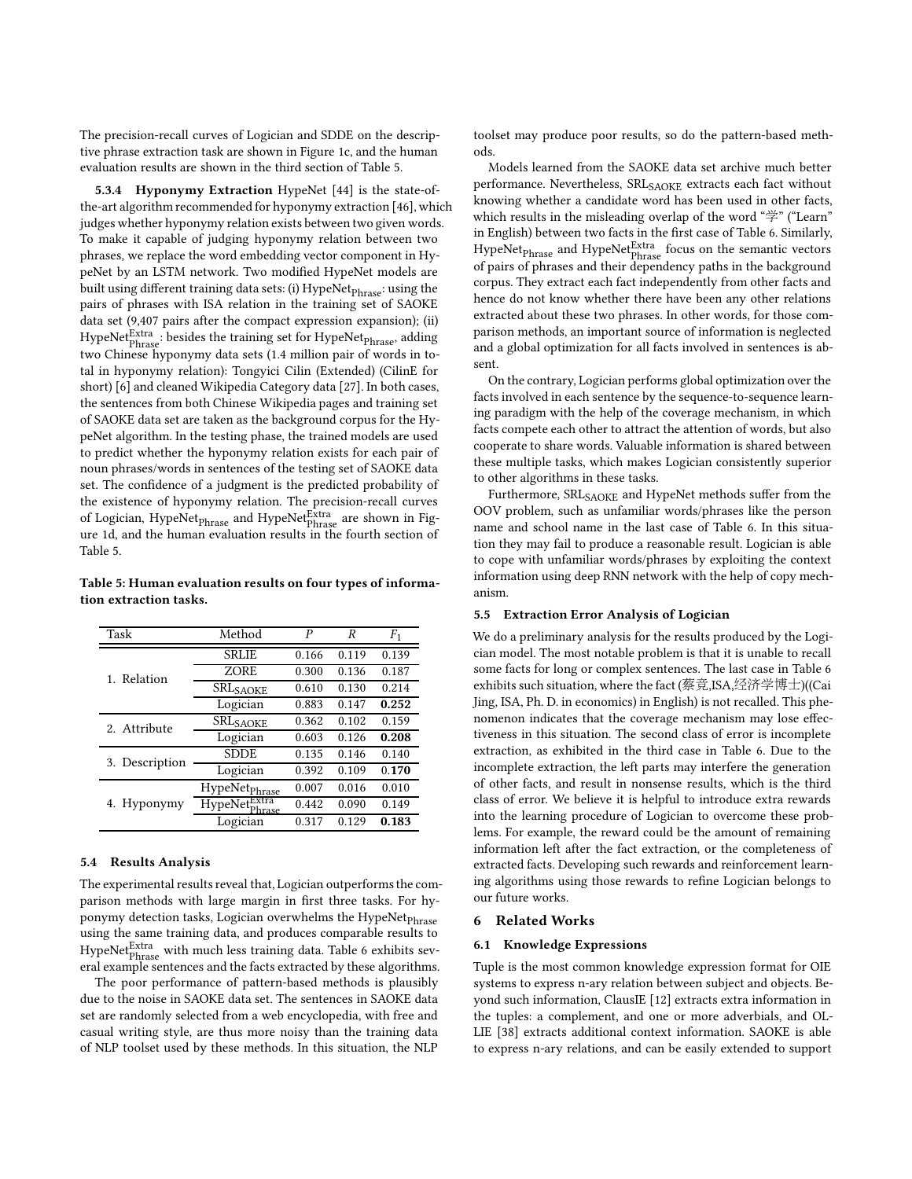The precision-recall curves of Logician and SDDE on the descriptive phrase extraction task are shown in Figure 1c, and the human evaluation results are shown in the third section of Table 5.

**5.3.4 Hyponymy Extraction** HypeNet [44] is the state-of-the-art algorithm recommended for hyponymy extraction [46], which judges whether hyponymy relation exists between two given words. To make it capable of judging hyponymy relation between two phrases, we replace the word embedding vector component in HypeNet by an LSTM network. Two modified HypeNet models are built using different training data sets: (i) $\text{HypeNet}_{\text{Phrase}}$: using the pairs of phrases with ISA relation in the training set of SAOKE data set (9,407 pairs after the compact expression expansion); (ii) $\text{HypeNet}_{\text{Phrase}}^{\text{Extra}}$: besides the training set for $\text{HypeNet}_{\text{Phrase}}$, adding two Chinese hyponymy data sets (1.4 million pair of words in total in hyponymy relation): Tongyici Cilin (Extended) (CilinE for short) [6] and cleaned Wikipedia Category data [27]. In both cases, the sentences from both Chinese Wikipedia pages and training set of SAOKE data set are taken as the background corpus for the HypeNet algorithm. In the testing phase, the trained models are used to predict whether the hyponymy relation exists for each pair of noun phrases/words in sentences of the testing set of SAOKE data set. The confidence of a judgment is the predicted probability of the existence of hyponymy relation. The precision-recall curves of Logician, $\text{HypeNet}_{\text{Phrase}}$ and $\text{HypeNet}_{\text{Phrase}}^{\text{Extra}}$ are shown in Figure 1d, and the human evaluation results in the fourth section of Table 5.

**Table 5: Human evaluation results on four types of information extraction tasks.**

| Task | Method | $P$ | $R$ | $F_1$ |
|---|---|---|---|---|
| 1. Relation | SRLIE | 0.166 | 0.119 | 0.139 |
| | ZORE | 0.300 | 0.136 | 0.187 |
| | $\text{SRL}_{\text{SAOKE}}$ | 0.610 | 0.130 | 0.214 |
| | Logician | 0.883 | 0.147 | **0.252** |
| 2. Attribute | $\text{SRL}_{\text{SAOKE}}$ | 0.362 | 0.102 | 0.159 |
| | Logician | 0.603 | 0.126 | **0.208** |
| 3. Description | SDDE | 0.135 | 0.146 | 0.140 |
| | Logician | 0.392 | 0.109 | **0.170** |
| 4. Hyponymy | $\text{HypeNet}_{\text{Phrase}}$ | 0.007 | 0.016 | 0.010 |
| | $\text{HypeNet}_{\text{Phrase}}^{\text{Extra}}$ | 0.442 | 0.090 | 0.149 |
| | Logician | 0.317 | 0.129 | **0.183** |

### 5.4 Results Analysis

The experimental results reveal that, Logician outperforms the comparison methods with large margin in first three tasks. For hyponymy detection tasks, Logician overwhelms the $\text{HypeNet}_{\text{Phrase}}$ using the same training data, and produces comparable results to $\text{HypeNet}_{\text{Phrase}}^{\text{Extra}}$ with much less training data. Table 6 exhibits several example sentences and the facts extracted by these algorithms.

The poor performance of pattern-based methods is plausibly due to the noise in SAOKE data set. The sentences in SAOKE data set are randomly selected from a web encyclopedia, with free and casual writing style, are thus more noisy than the training data of NLP toolset used by these methods. In this situation, the NLP toolset may produce poor results, so do the pattern-based methods.

Models learned from the SAOKE data set archive much better performance. Nevertheless, $\text{SRL}_{\text{SAOKE}}$ extracts each fact without knowing whether a candidate word has been used in other facts, which results in the misleading overlap of the word "学" ("Learn" in English) between two facts in the first case of Table 6. Similarly, $\text{HypeNet}_{\text{Phrase}}$ and $\text{HypeNet}_{\text{Phrase}}^{\text{Extra}}$ focus on the semantic vectors of pairs of phrases and their dependency paths in the background corpus. They extract each fact independently from other facts and hence do not know whether there have been any other relations extracted about these two phrases. In other words, for those comparison methods, an important source of information is neglected and a global optimization for all facts involved in sentences is absent.

On the contrary, Logician performs global optimization over the facts involved in each sentence by the sequence-to-sequence learning paradigm with the help of the coverage mechanism, in which facts compete each other to attract the attention of words, but also cooperate to share words. Valuable information is shared between these multiple tasks, which makes Logician consistently superior to other algorithms in these tasks.

Furthermore, $\text{SRL}_{\text{SAOKE}}$ and HypeNet methods suffer from the OOV problem, such as unfamiliar words/phrases like the person name and school name in the last case of Table 6. In this situation they may fail to produce a reasonable result. Logician is able to cope with unfamiliar words/phrases by exploiting the context information using deep RNN network with the help of copy mechanism.

### 5.5 Extraction Error Analysis of Logician

We do a preliminary analysis for the results produced by the Logician model. The most notable problem is that it is unable to recall some facts for long or complex sentences. The last case in Table 6 exhibits such situation, where the fact (蔡竞,ISA,经济学博士)((Cai Jing, ISA, Ph. D. in economics) in English) is not recalled. This phenomenon indicates that the coverage mechanism may lose effectiveness in this situation. The second class of error is incomplete extraction, as exhibited in the third case in Table 6. Due to the incomplete extraction, the left parts may interfere the generation of other facts, and result in nonsense results, which is the third class of error. We believe it is helpful to introduce extra rewards into the learning procedure of Logician to overcome these problems. For example, the reward could be the amount of remaining information left after the fact extraction, or the completeness of extracted facts. Developing such rewards and reinforcement learning algorithms using those rewards to refine Logician belongs to our future works.

## 6 Related Works

### 6.1 Knowledge Expressions

Tuple is the most common knowledge expression format for OIE systems to express n-ary relation between subject and objects. Beyond such information, ClausIE [12] extracts extra information in the tuples: a complement, and one or more adverbials, and OLLIE [38] extracts additional context information. SAOKE is able to express n-ary relations, and can be easily extended to support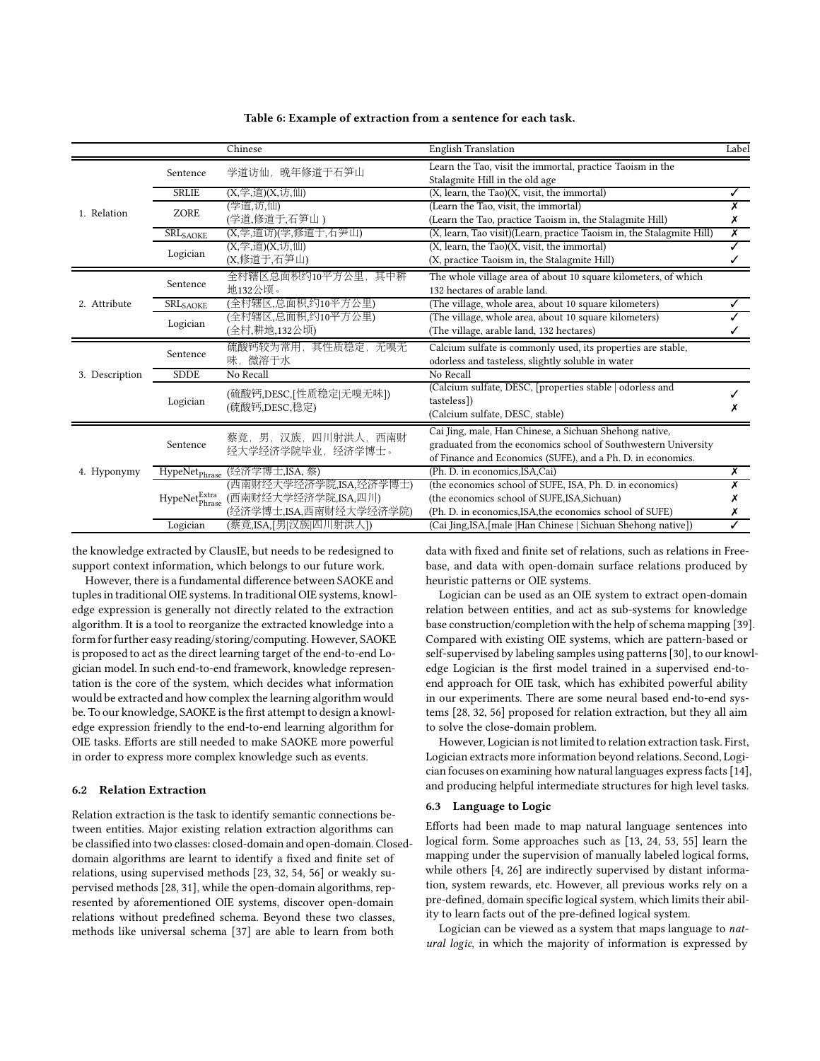**Table 6: Example of extraction from a sentence for each task.**

| | | Chinese | English Translation | Label |
|---|---|---|---|---|
| 1. Relation | Sentence | 学道访仙，晚年修道于石笋山 | Learn the Tao, visit the immortal, practice Taoism in the Stalagmite Hill in the old age | |
| | SRLIE | (X,学,道)(X,访,仙) | (X, learn, the Tao)(X, visit, the immortal) | ✓ |
| | ZORE | (学道,访,仙) | (Learn the Tao, visit, the immortal) | ✗ |
| | | (学道,修道于,石笋山) | (Learn the Tao, practice Taoism in, the Stalagmite Hill) | ✗ |
| | $SRL_{SAOKE}$ | (X,学,道访)(学,修道于,石笋山) | (X, learn, Tao visit)(Learn, practice Taoism in, the Stalagmite Hill) | ✗ |
| | Logician | (X,学,道)(X,访,仙) | (X, learn, the Tao)(X, visit, the immortal) | ✓ |
| | | (X,修道于,石笋山) | (X, practice Taoism in, the Stalagmite Hill) | ✓ |
| 2. Attribute | Sentence | 全村辖区总面积约10平方公里，其中耕地132公顷。 | The whole village area of about 10 square kilometers, of which 132 hectares of arable land. | |
| | $SRL_{SAOKE}$ | (全村辖区,总面积,约10平方公里) | (The village, whole area, about 10 square kilometers) | ✓ |
| | Logician | (全村辖区,总面积,约10平方公里) | (The village, whole area, about 10 square kilometers) | ✓ |
| | | (全村,耕地,132公顷) | (The village, arable land, 132 hectares) | ✓ |
| 3. Description | Sentence | 硫酸钙较为常用，其性质稳定，无嗅无味，微溶于水 | Calcium sulfate is commonly used, its properties are stable, odorless and tasteless, slightly soluble in water | |
| | SDDE | No Recall | No Recall | |
| | Logician | (硫酸钙,DESC,[性质稳定\|无嗅无味]) | (Calcium sulfate, DESC, [properties stable \| odorless and tasteless]) | ✓ |
| | | (硫酸钙,DESC,稳定) | (Calcium sulfate, DESC, stable) | ✗ |
| 4. Hyponymy | Sentence | 蔡竞，男，汉族，四川射洪人，西南财经大学经济学院毕业，经济学博士。 | Cai Jing, male, Han Chinese, a Sichuan Shehong native, graduated from the economics school of Southwestern University of Finance and Economics (SUFE), and a Ph. D. in economics. | |
| | $HypeNet_{Phrase}$ | (经济学博士,ISA,蔡) | (Ph. D. in economics,ISA,Cai) | ✗ |
| | $HypeNet_{Phrase}^{Extra}$ | (西南财经大学经济学院,ISA,经济学博士) | (the economics school of SUFE, ISA, Ph. D. in economics) | ✗ |
| | | (西南财经大学经济学院,ISA,四川) | (the economics school of SUFE,ISA,Sichuan) | ✗ |
| | | (经济学博士,ISA,西南财经大学经济学院) | (Ph. D. in economics,ISA,the economics school of SUFE) | ✗ |
| | Logician | (蔡竞,ISA,[男\|汉族\|四川射洪人]) | (Cai Jing,ISA,[male \|Han Chinese \| Sichuan Shehong native]) | ✓ |

the knowledge extracted by ClausIE, but needs to be redesigned to support context information, which belongs to our future work.

However, there is a fundamental difference between SAOKE and tuples in traditional OIE systems. In traditional OIE systems, knowledge expression is generally not directly related to the extraction algorithm. It is a tool to reorganize the extracted knowledge into a form for further easy reading/storing/computing. However, SAOKE is proposed to act as the direct learning target of the end-to-end Logician model. In such end-to-end framework, knowledge representation is the core of the system, which decides what information would be extracted and how complex the learning algorithm would be. To our knowledge, SAOKE is the first attempt to design a knowledge expression friendly to the end-to-end learning algorithm for OIE tasks. Efforts are still needed to make SAOKE more powerful in order to express more complex knowledge such as events.

### 6.2 Relation Extraction

Relation extraction is the task to identify semantic connections between entities. Major existing relation extraction algorithms can be classified into two classes: closed-domain and open-domain. Closed-domain algorithms are learnt to identify a fixed and finite set of relations, using supervised methods [23, 32, 54, 56] or weakly supervised methods [28, 31], while the open-domain algorithms, represented by aforementioned OIE systems, discover open-domain relations without predefined schema. Beyond these two classes, methods like universal schema [37] are able to learn from both data with fixed and finite set of relations, such as relations in Freebase, and data with open-domain surface relations produced by heuristic patterns or OIE systems.

Logician can be used as an OIE system to extract open-domain relation between entities, and act as sub-systems for knowledge base construction/completion with the help of schema mapping [39]. Compared with existing OIE systems, which are pattern-based or self-supervised by labeling samples using patterns [30], to our knowledge Logician is the first model trained in a supervised end-to-end approach for OIE task, which has exhibited powerful ability in our experiments. There are some neural based end-to-end systems [28, 32, 56] proposed for relation extraction, but they all aim to solve the close-domain problem.

However, Logician is not limited to relation extraction task. First, Logician extracts more information beyond relations. Second, Logician focuses on examining how natural languages express facts [14], and producing helpful intermediate structures for high level tasks.

### 6.3 Language to Logic

Efforts had been made to map natural language sentences into logical form. Some approaches such as [13, 24, 53, 55] learn the mapping under the supervision of manually labeled logical forms, while others [4, 26] are indirectly supervised by distant information, system rewards, etc. However, all previous works rely on a pre-defined, domain specific logical system, which limits their ability to learn facts out of the pre-defined logical system.

Logician can be viewed as a system that maps language to *natural logic*, in which the majority of information is expressed by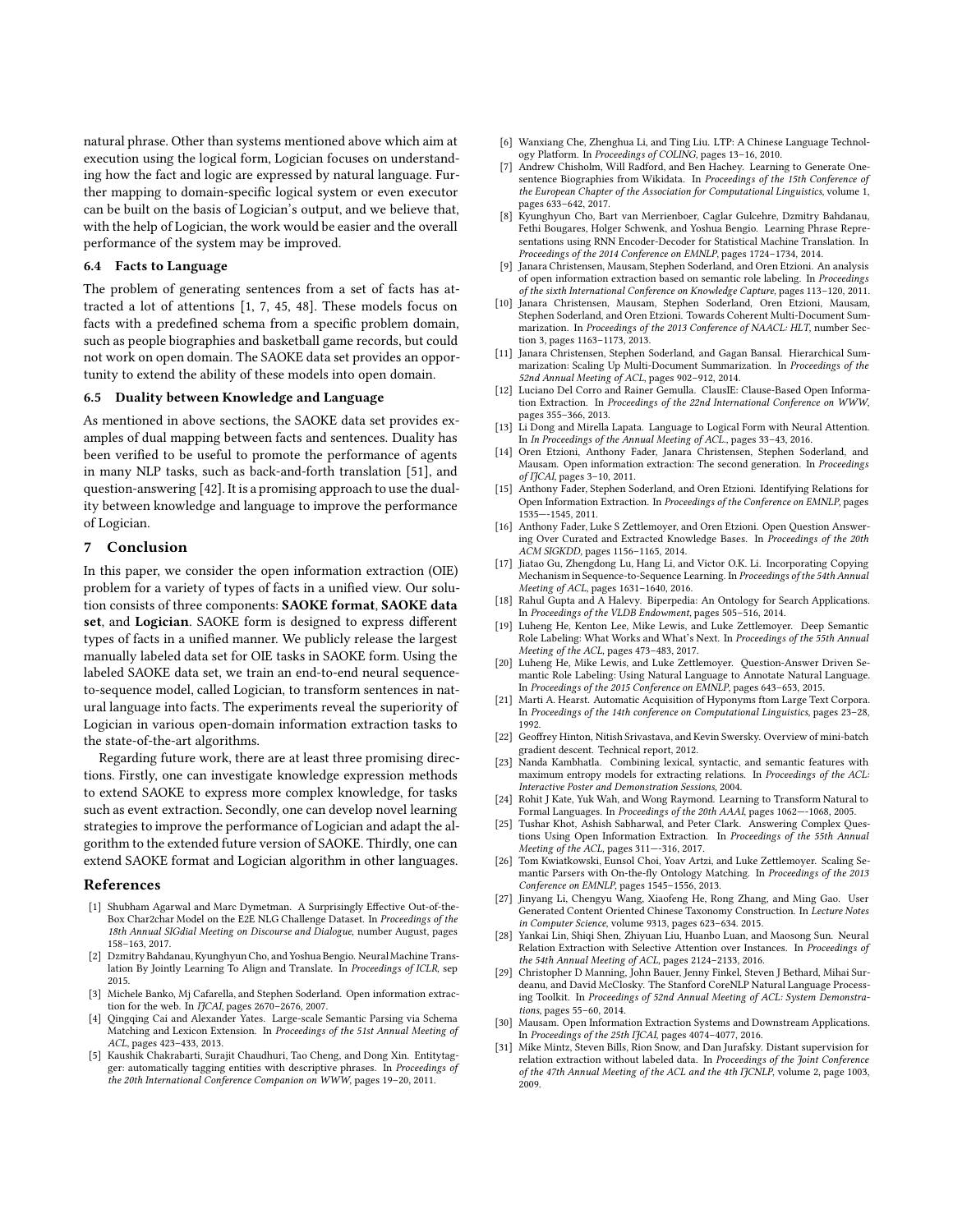natural phrase. Other than systems mentioned above which aim at execution using the logical form, Logician focuses on understanding how the fact and logic are expressed by natural language. Further mapping to domain-specific logical system or even executor can be built on the basis of Logician's output, and we believe that, with the help of Logician, the work would be easier and the overall performance of the system may be improved.

### 6.4 Facts to Language

The problem of generating sentences from a set of facts has attracted a lot of attentions [1, 7, 45, 48]. These models focus on facts with a predefined schema from a specific problem domain, such as people biographies and basketball game records, but could not work on open domain. The SAOKE data set provides an opportunity to extend the ability of these models into open domain.

### 6.5 Duality between Knowledge and Language

As mentioned in above sections, the SAOKE data set provides examples of dual mapping between facts and sentences. Duality has been verified to be useful to promote the performance of agents in many NLP tasks, such as back-and-forth translation [51], and question-answering [42]. It is a promising approach to use the duality between knowledge and language to improve the performance of Logician.

## 7 Conclusion

In this paper, we consider the open information extraction (OIE) problem for a variety of types of facts in a unified view. Our solution consists of three components: **SAOKE format**, **SAOKE data set**, and **Logician**. SAOKE form is designed to express different types of facts in a unified manner. We publicly release the largest manually labeled data set for OIE tasks in SAOKE form. Using the labeled SAOKE data set, we train an end-to-end neural sequence-to-sequence model, called Logician, to transform sentences in natural language into facts. The experiments reveal the superiority of Logician in various open-domain information extraction tasks to the state-of-the-art algorithms.

Regarding future work, there are at least three promising directions. Firstly, one can investigate knowledge expression methods to extend SAOKE to express more complex knowledge, for tasks such as event extraction. Secondly, one can develop novel learning strategies to improve the performance of Logician and adapt the algorithm to the extended future version of SAOKE. Thirdly, one can extend SAOKE format and Logician algorithm in other languages.

## References

[1] Shubham Agarwal and Marc Dymetman. A Surprisingly Effective Out-of-the-Box Char2char Model on the E2E NLG Challenge Dataset. In *Proceedings of the 18th Annual SIGdial Meeting on Discourse and Dialogue*, number August, pages 158–163, 2017.

[2] Dzmitry Bahdanau, Kyunghyun Cho, and Yoshua Bengio. Neural Machine Translation By Jointly Learning To Align and Translate. In *Proceedings of ICLR*, sep 2015.

[3] Michele Banko, Mj Cafarella, and Stephen Soderland. Open information extraction for the web. In *IJCAI*, pages 2670–2676, 2007.

[4] Qingqing Cai and Alexander Yates. Large-scale Semantic Parsing via Schema Matching and Lexicon Extension. In *Proceedings of the 51st Annual Meeting of ACL*, pages 423–433, 2013.

[5] Kaushik Chakrabarti, Surajit Chaudhuri, Tao Cheng, and Dong Xin. Entitytagger: automatically tagging entities with descriptive phrases. In *Proceedings of the 20th International Conference Companion on WWW*, pages 19–20, 2011.

[6] Wanxiang Che, Zhenghua Li, and Ting Liu. LTP: A Chinese Language Technology Platform. In *Proceedings of COLING*, pages 13–16, 2010.

[7] Andrew Chisholm, Will Radford, and Ben Hachey. Learning to Generate One-sentence Biographies from Wikidata. In *Proceedings of the 15th Conference of the European Chapter of the Association for Computational Linguistics*, volume 1, pages 633–642, 2017.

[8] Kyunghyun Cho, Bart van Merrienboer, Caglar Gulcehre, Dzmitry Bahdanau, Fethi Bougares, Holger Schwenk, and Yoshua Bengio. Learning Phrase Representations using RNN Encoder-Decoder for Statistical Machine Translation. In *Proceedings of the 2014 Conference on EMNLP*, pages 1724–1734, 2014.

[9] Janara Christensen, Mausam, Stephen Soderland, and Oren Etzioni. An analysis of open information extraction based on semantic role labeling. In *Proceedings of the sixth International Conference on Knowledge Capture*, pages 113–120, 2011.

[10] Janara Christensen, Mausam, Stephen Soderland, Oren Etzioni, Mausam, Stephen Soderland, and Oren Etzioni. Towards Coherent Multi-Document Summarization. In *Proceedings of the 2013 Conference of NAACL: HLT*, number Section 3, pages 1163–1173, 2013.

[11] Janara Christensen, Stephen Soderland, and Gagan Bansal. Hierarchical Summarization: Scaling Up Multi-Document Summarization. In *Proceedings of the 52nd Annual Meeting of ACL*, pages 902–912, 2014.

[12] Luciano Del Corro and Rainer Gemulla. ClausIE: Clause-Based Open Information Extraction. In *Proceedings of the 22nd International Conference on WWW*, pages 355–366, 2013.

[13] Li Dong and Mirella Lapata. Language to Logical Form with Neural Attention. In *In Proceedings of the Annual Meeting of ACL.*, pages 33–43, 2016.

[14] Oren Etzioni, Anthony Fader, Janara Christensen, Stephen Soderland, and Mausam. Open information extraction: The second generation. In *Proceedings of IJCAI*, pages 3–10, 2011.

[15] Anthony Fader, Stephen Soderland, and Oren Etzioni. Identifying Relations for Open Information Extraction. In *Proceedings of the Conference on EMNLP*, pages 1535—-1545, 2011.

[16] Anthony Fader, Luke S Zettlemoyer, and Oren Etzioni. Open Question Answering Over Curated and Extracted Knowledge Bases. In *Proceedings of the 20th ACM SIGKDD*, pages 1156–1165, 2014.

[17] Jiatao Gu, Zhengdong Lu, Hang Li, and Victor O.K. Li. Incorporating Copying Mechanism in Sequence-to-Sequence Learning. In *Proceedings of the 54th Annual Meeting of ACL*, pages 1631–1640, 2016.

[18] Rahul Gupta and A Halevy. Biperpedia: An Ontology for Search Applications. In *Proceedings of the VLDB Endowment*, pages 505–516, 2014.

[19] Luheng He, Kenton Lee, Mike Lewis, and Luke Zettlemoyer. Deep Semantic Role Labeling: What Works and What's Next. In *Proceedings of the 55th Annual Meeting of the ACL*, pages 473–483, 2017.

[20] Luheng He, Mike Lewis, and Luke Zettlemoyer. Question-Answer Driven Semantic Role Labeling: Using Natural Language to Annotate Natural Language. In *Proceedings of the 2015 Conference on EMNLP*, pages 643–653, 2015.

[21] Marti A. Hearst. Automatic Acquisition of Hyponyms ftom Large Text Corpora. In *Proceedings of the 14th conference on Computational Linguistics*, pages 23–28, 1992.

[22] Geoffrey Hinton, Nitish Srivastava, and Kevin Swersky. Overview of mini-batch gradient descent. Technical report, 2012.

[23] Nanda Kambhatla. Combining lexical, syntactic, and semantic features with maximum entropy models for extracting relations. In *Proceedings of the ACL: Interactive Poster and Demonstration Sessions*, 2004.

[24] Rohit J Kate, Yuk Wah, and Wong Raymond. Learning to Transform Natural to Formal Languages. In *Proceedings of the 20th AAAI*, pages 1062—-1068, 2005.

[25] Tushar Khot, Ashish Sabharwal, and Peter Clark. Answering Complex Questions Using Open Information Extraction. In *Proceedings of the 55th Annual Meeting of the ACL*, pages 311—-316, 2017.

[26] Tom Kwiatkowski, Eunsol Choi, Yoav Artzi, and Luke Zettlemoyer. Scaling Semantic Parsers with On-the-fly Ontology Matching. In *Proceedings of the 2013 Conference on EMNLP*, pages 1545–1556, 2013.

[27] Jinyang Li, Chengyu Wang, Xiaofeng He, Rong Zhang, and Ming Gao. User Generated Content Oriented Chinese Taxonomy Construction. In *Lecture Notes in Computer Science*, volume 9313, pages 623–634. 2015.

[28] Yankai Lin, Shiqi Shen, Zhiyuan Liu, Huanbo Luan, and Maosong Sun. Neural Relation Extraction with Selective Attention over Instances. In *Proceedings of the 54th Annual Meeting of ACL*, pages 2124–2133, 2016.

[29] Christopher D Manning, John Bauer, Jenny Finkel, Steven J Bethard, Mihai Surdeanu, and David McClosky. The Stanford CoreNLP Natural Language Processing Toolkit. In *Proceedings of 52nd Annual Meeting of ACL: System Demonstrations*, pages 55–60, 2014.

[30] Mausam. Open Information Extraction Systems and Downstream Applications. In *Proceedings of the 25th IJCAI*, pages 4074–4077, 2016.

[31] Mike Mintz, Steven Bills, Rion Snow, and Dan Jurafsky. Distant supervision for relation extraction without labeled data. In *Proceedings of the Joint Conference of the 47th Annual Meeting of the ACL and the 4th IJCNLP*, volume 2, page 1003, 2009.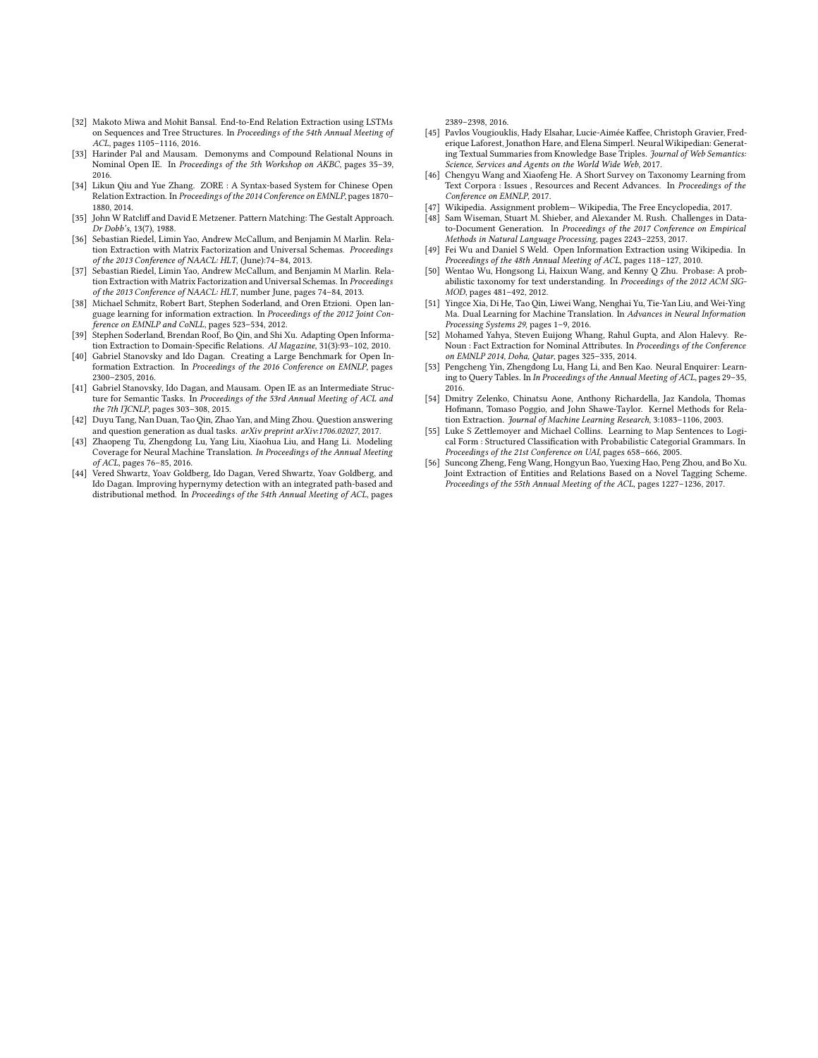[32] Makoto Miwa and Mohit Bansal. End-to-End Relation Extraction using LSTMs on Sequences and Tree Structures. In *Proceedings of the 54th Annual Meeting of ACL*, pages 1105–1116, 2016.

[33] Harinder Pal and Mausam. Demonyms and Compound Relational Nouns in Nominal Open IE. In *Proceedings of the 5th Workshop on AKBC*, pages 35–39, 2016.

[34] Likun Qiu and Yue Zhang. ZORE : A Syntax-based System for Chinese Open Relation Extraction. In *Proceedings of the 2014 Conference on EMNLP*, pages 1870–1880, 2014.

[35] John W Ratcliff and David E Metzener. Pattern Matching: The Gestalt Approach. *Dr Dobb's*, 13(7), 1988.

[36] Sebastian Riedel, Limin Yao, Andrew McCallum, and Benjamin M Marlin. Relation Extraction with Matrix Factorization and Universal Schemas. *Proceedings of the 2013 Conference of NAACL: HLT*, (June):74–84, 2013.

[37] Sebastian Riedel, Limin Yao, Andrew McCallum, and Benjamin M Marlin. Relation Extraction with Matrix Factorization and Universal Schemas. In *Proceedings of the 2013 Conference of NAACL: HLT*, number June, pages 74–84, 2013.

[38] Michael Schmitz, Robert Bart, Stephen Soderland, and Oren Etzioni. Open language learning for information extraction. In *Proceedings of the 2012 Joint Conference on EMNLP and CoNLL*, pages 523–534, 2012.

[39] Stephen Soderland, Brendan Roof, Bo Qin, and Shi Xu. Adapting Open Information Extraction to Domain-Specific Relations. *AI Magazine*, 31(3):93–102, 2010.

[40] Gabriel Stanovsky and Ido Dagan. Creating a Large Benchmark for Open Information Extraction. In *Proceedings of the 2016 Conference on EMNLP*, pages 2300–2305, 2016.

[41] Gabriel Stanovsky, Ido Dagan, and Mausam. Open IE as an Intermediate Structure for Semantic Tasks. In *Proceedings of the 53rd Annual Meeting of ACL and the 7th IJCNLP*, pages 303–308, 2015.

[42] Duyu Tang, Nan Duan, Tao Qin, Zhao Yan, and Ming Zhou. Question answering and question generation as dual tasks. *arXiv preprint arXiv:1706.02027*, 2017.

[43] Zhaopeng Tu, Zhengdong Lu, Yang Liu, Xiaohua Liu, and Hang Li. Modeling Coverage for Neural Machine Translation. *In Proceedings of the Annual Meeting of ACL*, pages 76–85, 2016.

[44] Vered Shwartz, Yoav Goldberg, Ido Dagan, Vered Shwartz, Yoav Goldberg, and Ido Dagan. Improving hypernymy detection with an integrated path-based and distributional method. In *Proceedings of the 54th Annual Meeting of ACL*, pages 2389–2398, 2016.

[45] Pavlos Vougiouklis, Hady Elsahar, Lucie-Aimée Kaffee, Christoph Gravier, Frederique Laforest, Jonathon Hare, and Elena Simperl. Neural Wikipedian: Generating Textual Summaries from Knowledge Base Triples. *Journal of Web Semantics: Science, Services and Agents on the World Wide Web*, 2017.

[46] Chengyu Wang and Xiaofeng He. A Short Survey on Taxonomy Learning from Text Corpora : Issues , Resources and Recent Advances. In *Proceedings of the Conference on EMNLP*, 2017.

[47] Wikipedia. Assignment problem— Wikipedia, The Free Encyclopedia, 2017.

[48] Sam Wiseman, Stuart M. Shieber, and Alexander M. Rush. Challenges in Data-to-Document Generation. In *Proceedings of the 2017 Conference on Empirical Methods in Natural Language Processing*, pages 2243–2253, 2017.

[49] Fei Wu and Daniel S Weld. Open Information Extraction using Wikipedia. In *Proceedings of the 48th Annual Meeting of ACL*, pages 118–127, 2010.

[50] Wentao Wu, Hongsong Li, Haixun Wang, and Kenny Q Zhu. Probase: A probabilistic taxonomy for text understanding. In *Proceedings of the 2012 ACM SIGMOD*, pages 481–492, 2012.

[51] Yingce Xia, Di He, Tao Qin, Liwei Wang, Nenghai Yu, Tie-Yan Liu, and Wei-Ying Ma. Dual Learning for Machine Translation. In *Advances in Neural Information Processing Systems 29*, pages 1–9, 2016.

[52] Mohamed Yahya, Steven Euijong Whang, Rahul Gupta, and Alon Halevy. ReNoun : Fact Extraction for Nominal Attributes. In *Proceedings of the Conference on EMNLP 2014, Doha, Qatar*, pages 325–335, 2014.

[53] Pengcheng Yin, Zhengdong Lu, Hang Li, and Ben Kao. Neural Enquirer: Learning to Query Tables. In *In Proceedings of the Annual Meeting of ACL*, pages 29–35, 2016.

[54] Dmitry Zelenko, Chinatsu Aone, Anthony Richardella, Jaz Kandola, Thomas Hofmann, Tomaso Poggio, and John Shawe-Taylor. Kernel Methods for Relation Extraction. *Journal of Machine Learning Research*, 3:1083–1106, 2003.

[55] Luke S Zettlemoyer and Michael Collins. Learning to Map Sentences to Logical Form : Structured Classification with Probabilistic Categorial Grammars. In *Proceedings of the 21st Conference on UAI*, pages 658–666, 2005.

[56] Suncong Zheng, Feng Wang, Hongyun Bao, Yuexing Hao, Peng Zhou, and Bo Xu. Joint Extraction of Entities and Relations Based on a Novel Tagging Scheme. *Proceedings of the 55th Annual Meeting of the ACL*, pages 1227–1236, 2017.